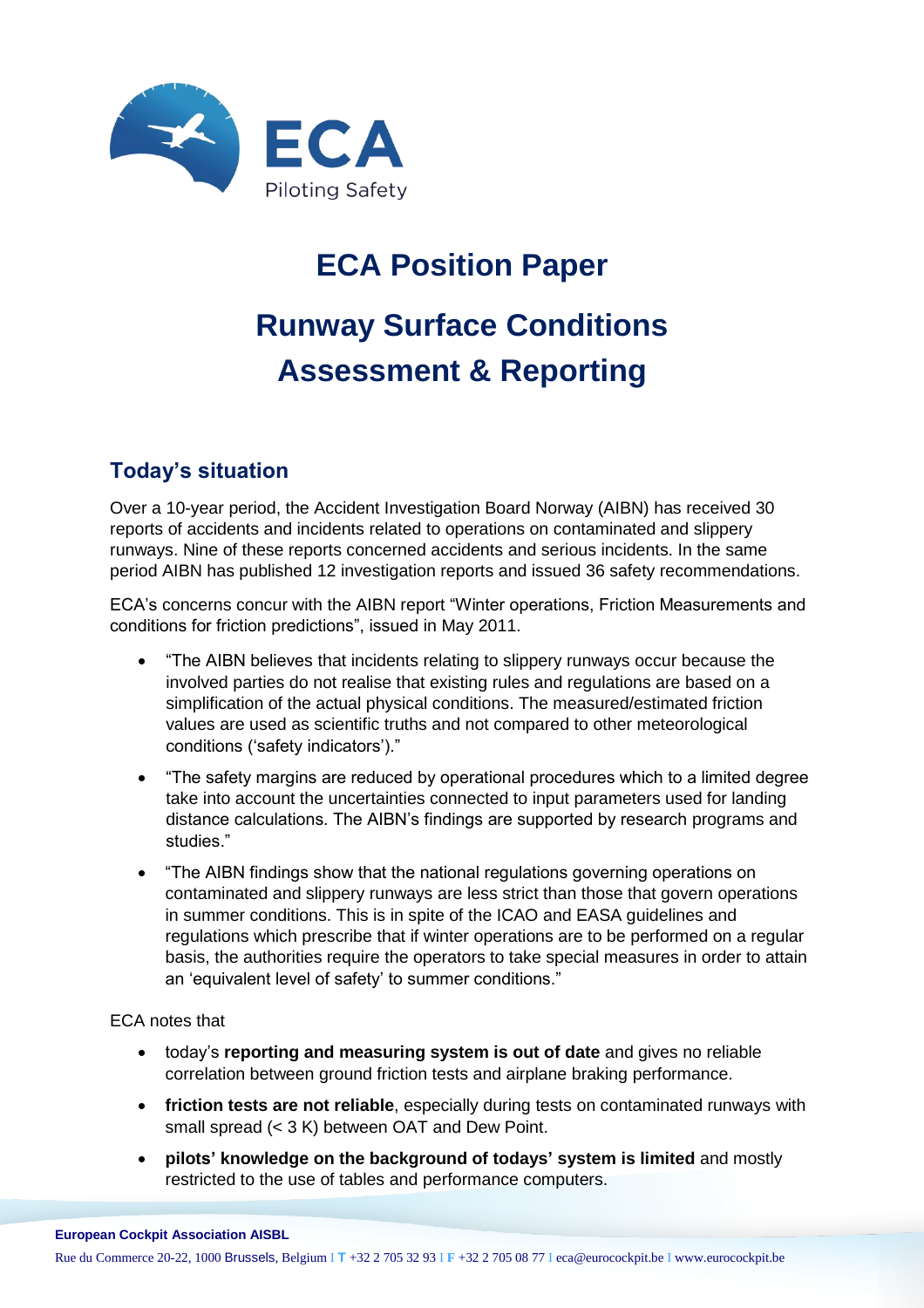# ECA Position Paper

# Runway Surface Conditions Assessment & Reporting

## Today's situation

Over a 10-year period, the Accident Investigation Board Norway (AIBN) has received 30 reports of accidents and incidents related to operations on contaminated and slippery runways. Nine of these reports concerned accidents and serious incidents. In the same period AIBN has published 12 investigation reports and issued 36 safety recommendations.

ECA's concerns concur with the AIBN report "Winter operations, Friction Measurements and conditions for friction predictions", issued in May 2011.

- "The AIBN believes that incidents relating to slippery runways occur because the involved parties do not realise that existing rules and regulations are based on a simplification of the actual physical conditions. The measured/estimated friction values are used as scientific truths and not compared to other meteorological conditions ('safety indicators')."
- "The safety margins are reduced by operational procedures which to a limited degree take into account the uncertainties connected to input parameters used for landing distance calculations. The AIBN's findings are supported by research programs and studies."
- "The AIBN findings show that the national regulations governing operations on contaminated and slippery runways are less strict than those that govern operations in summer conditions. This is in spite of the ICAO and EASA guidelines and regulations which prescribe that if winter operations are to be performed on a regular basis, the authorities require the operators to take special measures in order to attain an 'equivalent level of safety' to summer conditions."

ECA notes that

- today's **reporting and measuring system is out of date** and gives no reliable correlation between ground friction tests and airplane braking performance.
- **friction tests are not reliable**, especially during tests on contaminated runways with small spread (< 3 K) between OAT and Dew Point.
- **pilots' knowledge on the background of todays' system is limited** and mostly restricted to the use of tables and performance computers.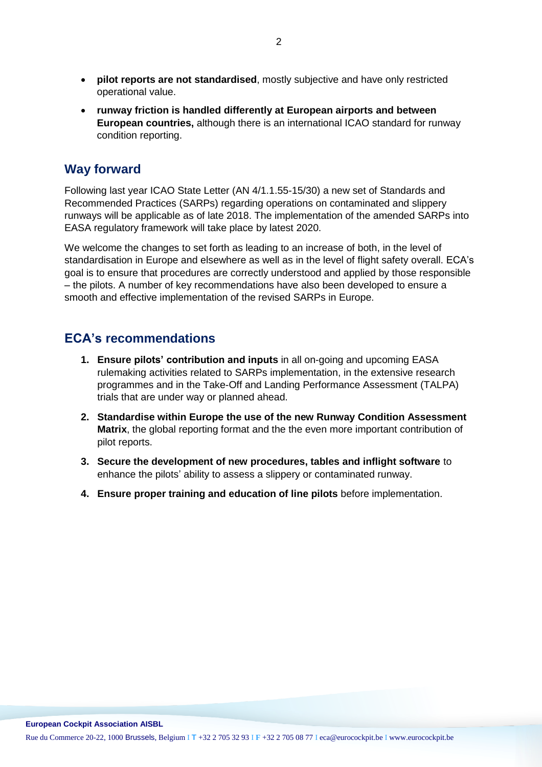- **pilot reports are not standardised**, mostly subjective and have only restricted operational value.
- **runway friction is handled differently at European airports and between European countries,** although there is an international ICAO standard for runway condition reporting.

## Way forward

Following last year ICAO State Letter (AN 4/1.1.55-15/30) a new set of Standards and Recommended Practices (SARPs) regarding operations on contaminated and slippery runways will be applicable as of late 2018. The implementation of the amended SARPs into EASA regulatory framework will take place by latest 2020.

We welcome the changes to set forth as leading to an increase of both, in the level of standardisation in Europe and elsewhere as well as in the level of flight safety overall. ECA's goal is to ensure that procedures are correctly understood and applied by those responsible – the pilots. A number of key recommendations have also been developed to ensure a smooth and effective implementation of the revised SARPs in Europe.

## ECA's recommendations

1. **Ensure pilots' contribution and inputs** in all on-going and upcoming EASA rulemaking activities related to SARPs implementation, in the extensive research programmes and in the Take-Off and Landing Performance Assessment (TALPA) trials that are under way or planned ahead.
2. **Standardise within Europe the use of the new Runway Condition Assessment Matrix**, the global reporting format and the the even more important contribution of pilot reports.
3. **Secure the development of new procedures, tables and inflight software** to enhance the pilots' ability to assess a slippery or contaminated runway.
4. **Ensure proper training and education of line pilots** before implementation.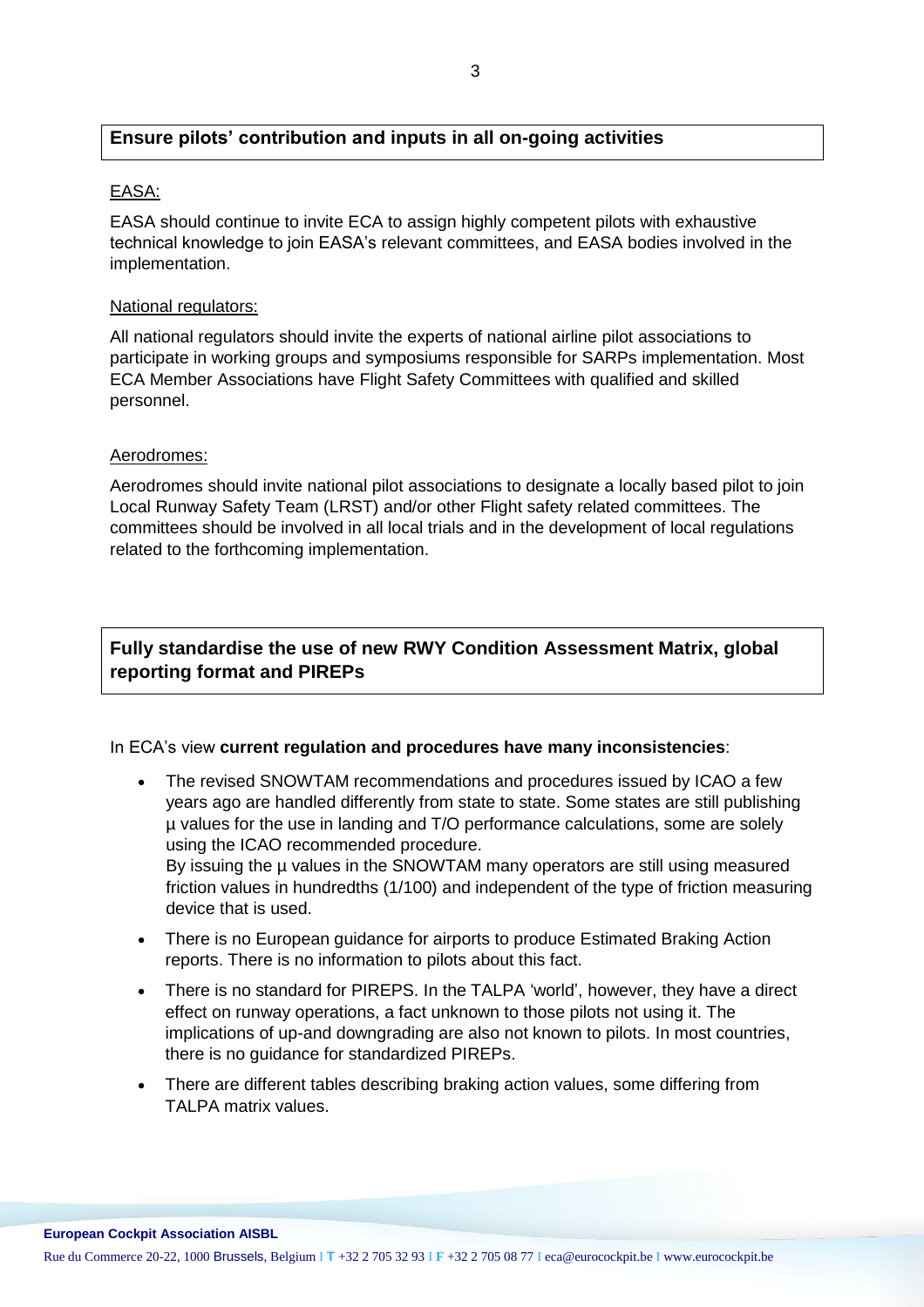## Ensure pilots' contribution and inputs in all on-going activities

EASA:

EASA should continue to invite ECA to assign highly competent pilots with exhaustive technical knowledge to join EASA's relevant committees, and EASA bodies involved in the implementation.

National regulators:

All national regulators should invite the experts of national airline pilot associations to participate in working groups and symposiums responsible for SARPs implementation. Most ECA Member Associations have Flight Safety Committees with qualified and skilled personnel.

Aerodromes:

Aerodromes should invite national pilot associations to designate a locally based pilot to join Local Runway Safety Team (LRST) and/or other Flight safety related committees. The committees should be involved in all local trials and in the development of local regulations related to the forthcoming implementation.

## Fully standardise the use of new RWY Condition Assessment Matrix, global reporting format and PIREPs

In ECA's view **current regulation and procedures have many inconsistencies**:

- The revised SNOWTAM recommendations and procedures issued by ICAO a few years ago are handled differently from state to state. Some states are still publishing µ values for the use in landing and T/O performance calculations, some are solely using the ICAO recommended procedure.
  By issuing the µ values in the SNOWTAM many operators are still using measured friction values in hundredths (1/100) and independent of the type of friction measuring device that is used.
- There is no European guidance for airports to produce Estimated Braking Action reports. There is no information to pilots about this fact.
- There is no standard for PIREPS. In the TALPA 'world', however, they have a direct effect on runway operations, a fact unknown to those pilots not using it. The implications of up-and downgrading are also not known to pilots. In most countries, there is no guidance for standardized PIREPs.
- There are different tables describing braking action values, some differing from TALPA matrix values.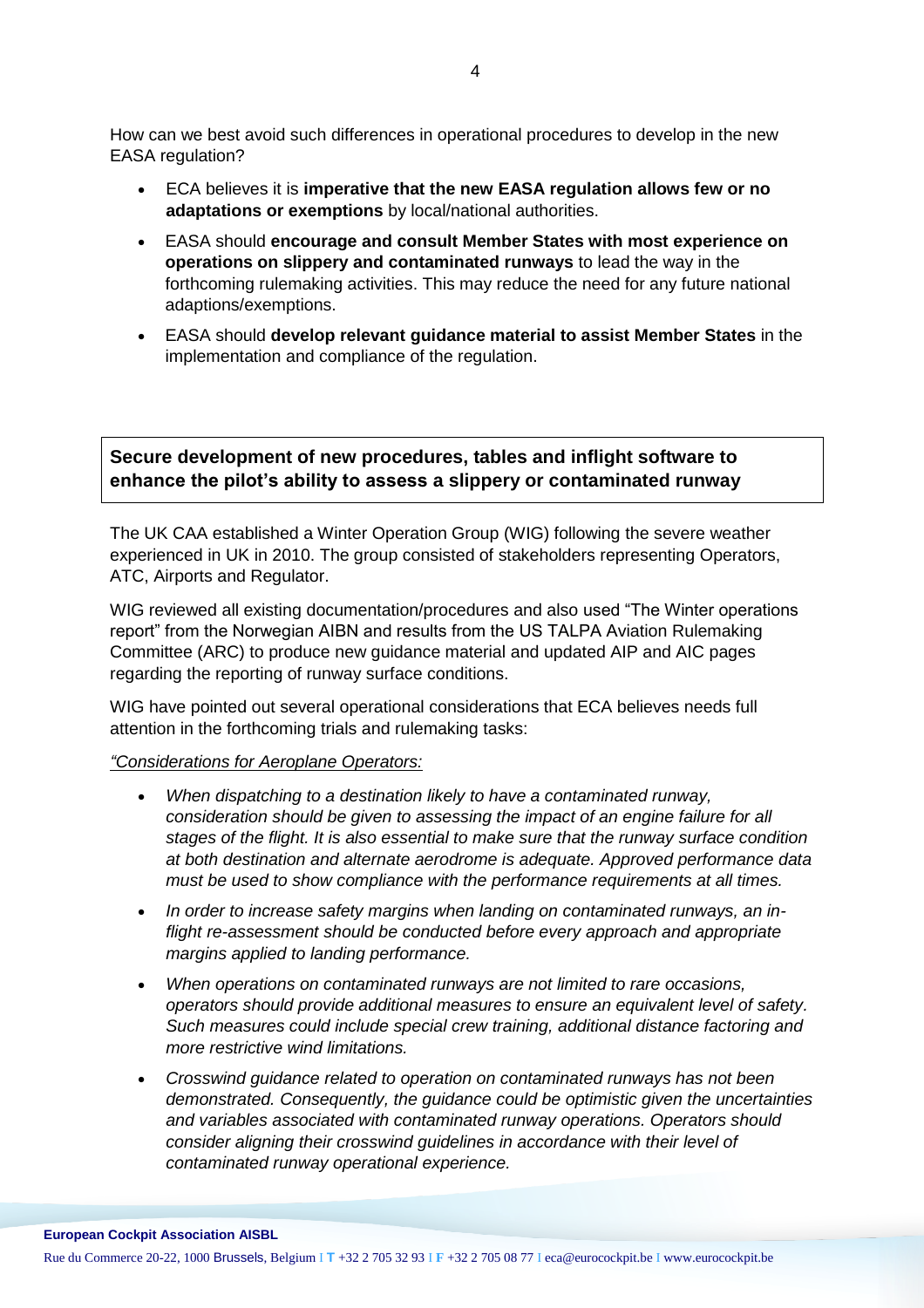How can we best avoid such differences in operational procedures to develop in the new EASA regulation?

- ECA believes it is **imperative that the new EASA regulation allows few or no adaptations or exemptions** by local/national authorities.
- EASA should **encourage and consult Member States with most experience on operations on slippery and contaminated runways** to lead the way in the forthcoming rulemaking activities. This may reduce the need for any future national adaptions/exemptions.
- EASA should **develop relevant guidance material to assist Member States** in the implementation and compliance of the regulation.

## Secure development of new procedures, tables and inflight software to enhance the pilot's ability to assess a slippery or contaminated runway

The UK CAA established a Winter Operation Group (WIG) following the severe weather experienced in UK in 2010. The group consisted of stakeholders representing Operators, ATC, Airports and Regulator.

WIG reviewed all existing documentation/procedures and also used "The Winter operations report" from the Norwegian AIBN and results from the US TALPA Aviation Rulemaking Committee (ARC) to produce new guidance material and updated AIP and AIC pages regarding the reporting of runway surface conditions.

WIG have pointed out several operational considerations that ECA believes needs full attention in the forthcoming trials and rulemaking tasks:

*"Considerations for Aeroplane Operators:*

- *When dispatching to a destination likely to have a contaminated runway, consideration should be given to assessing the impact of an engine failure for all stages of the flight. It is also essential to make sure that the runway surface condition at both destination and alternate aerodrome is adequate. Approved performance data must be used to show compliance with the performance requirements at all times.*
- *In order to increase safety margins when landing on contaminated runways, an in-flight re-assessment should be conducted before every approach and appropriate margins applied to landing performance.*
- *When operations on contaminated runways are not limited to rare occasions, operators should provide additional measures to ensure an equivalent level of safety. Such measures could include special crew training, additional distance factoring and more restrictive wind limitations.*
- *Crosswind guidance related to operation on contaminated runways has not been demonstrated. Consequently, the guidance could be optimistic given the uncertainties and variables associated with contaminated runway operations. Operators should consider aligning their crosswind guidelines in accordance with their level of contaminated runway operational experience.*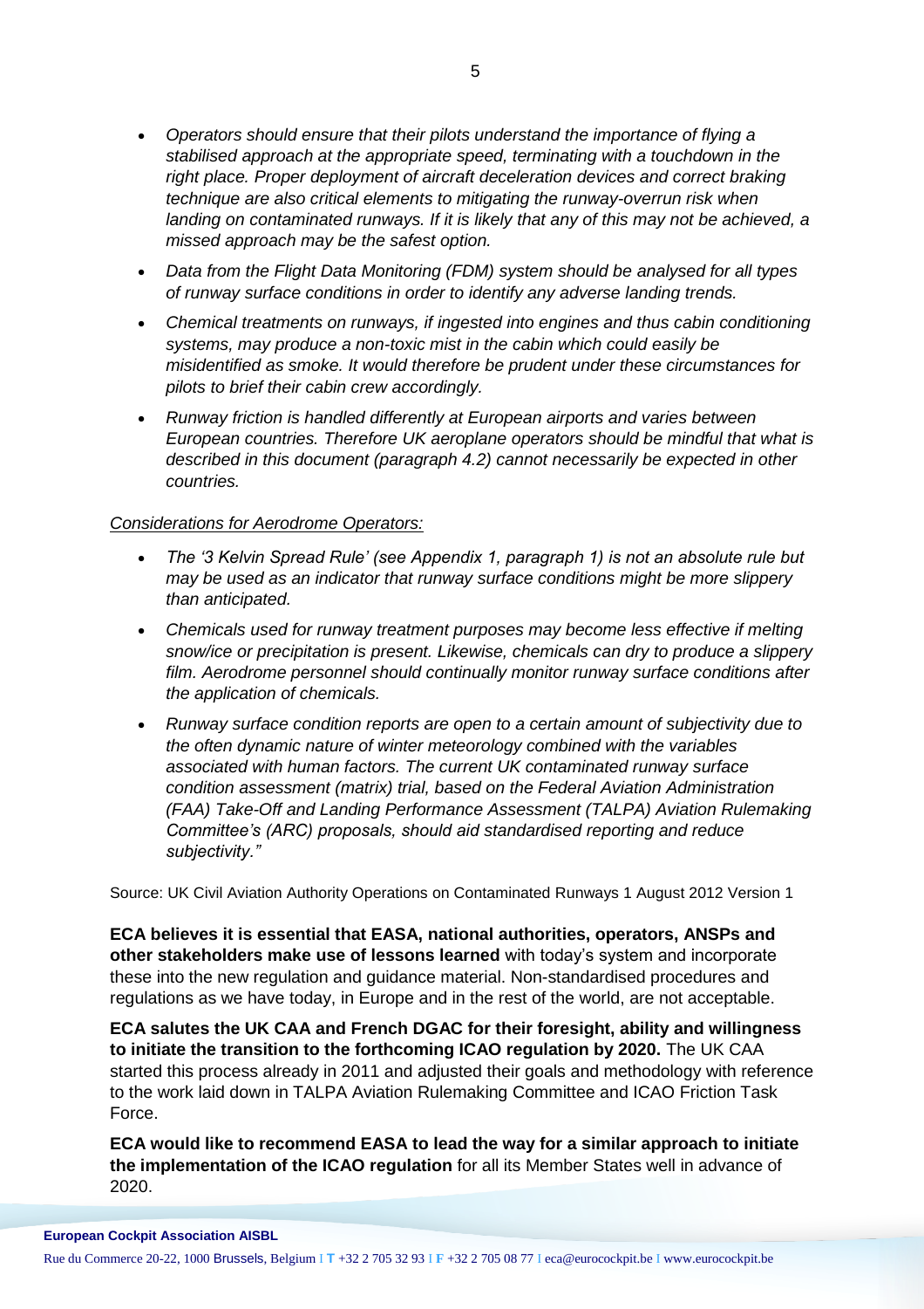- *Operators should ensure that their pilots understand the importance of flying a stabilised approach at the appropriate speed, terminating with a touchdown in the right place. Proper deployment of aircraft deceleration devices and correct braking technique are also critical elements to mitigating the runway-overrun risk when landing on contaminated runways. If it is likely that any of this may not be achieved, a missed approach may be the safest option.*
- *Data from the Flight Data Monitoring (FDM) system should be analysed for all types of runway surface conditions in order to identify any adverse landing trends.*
- *Chemical treatments on runways, if ingested into engines and thus cabin conditioning systems, may produce a non-toxic mist in the cabin which could easily be misidentified as smoke. It would therefore be prudent under these circumstances for pilots to brief their cabin crew accordingly.*
- *Runway friction is handled differently at European airports and varies between European countries. Therefore UK aeroplane operators should be mindful that what is described in this document (paragraph 4.2) cannot necessarily be expected in other countries.*

*Considerations for Aerodrome Operators:*

- *The '3 Kelvin Spread Rule' (see Appendix 1, paragraph 1) is not an absolute rule but may be used as an indicator that runway surface conditions might be more slippery than anticipated.*
- *Chemicals used for runway treatment purposes may become less effective if melting snow/ice or precipitation is present. Likewise, chemicals can dry to produce a slippery film. Aerodrome personnel should continually monitor runway surface conditions after the application of chemicals.*
- *Runway surface condition reports are open to a certain amount of subjectivity due to the often dynamic nature of winter meteorology combined with the variables associated with human factors. The current UK contaminated runway surface condition assessment (matrix) trial, based on the Federal Aviation Administration (FAA) Take-Off and Landing Performance Assessment (TALPA) Aviation Rulemaking Committee's (ARC) proposals, should aid standardised reporting and reduce subjectivity."*

Source: UK Civil Aviation Authority Operations on Contaminated Runways 1 August 2012 Version 1

**ECA believes it is essential that EASA, national authorities, operators, ANSPs and other stakeholders make use of lessons learned** with today's system and incorporate these into the new regulation and guidance material. Non-standardised procedures and regulations as we have today, in Europe and in the rest of the world, are not acceptable.

**ECA salutes the UK CAA and French DGAC for their foresight, ability and willingness to initiate the transition to the forthcoming ICAO regulation by 2020.** The UK CAA started this process already in 2011 and adjusted their goals and methodology with reference to the work laid down in TALPA Aviation Rulemaking Committee and ICAO Friction Task Force.

**ECA would like to recommend EASA to lead the way for a similar approach to initiate the implementation of the ICAO regulation** for all its Member States well in advance of 2020.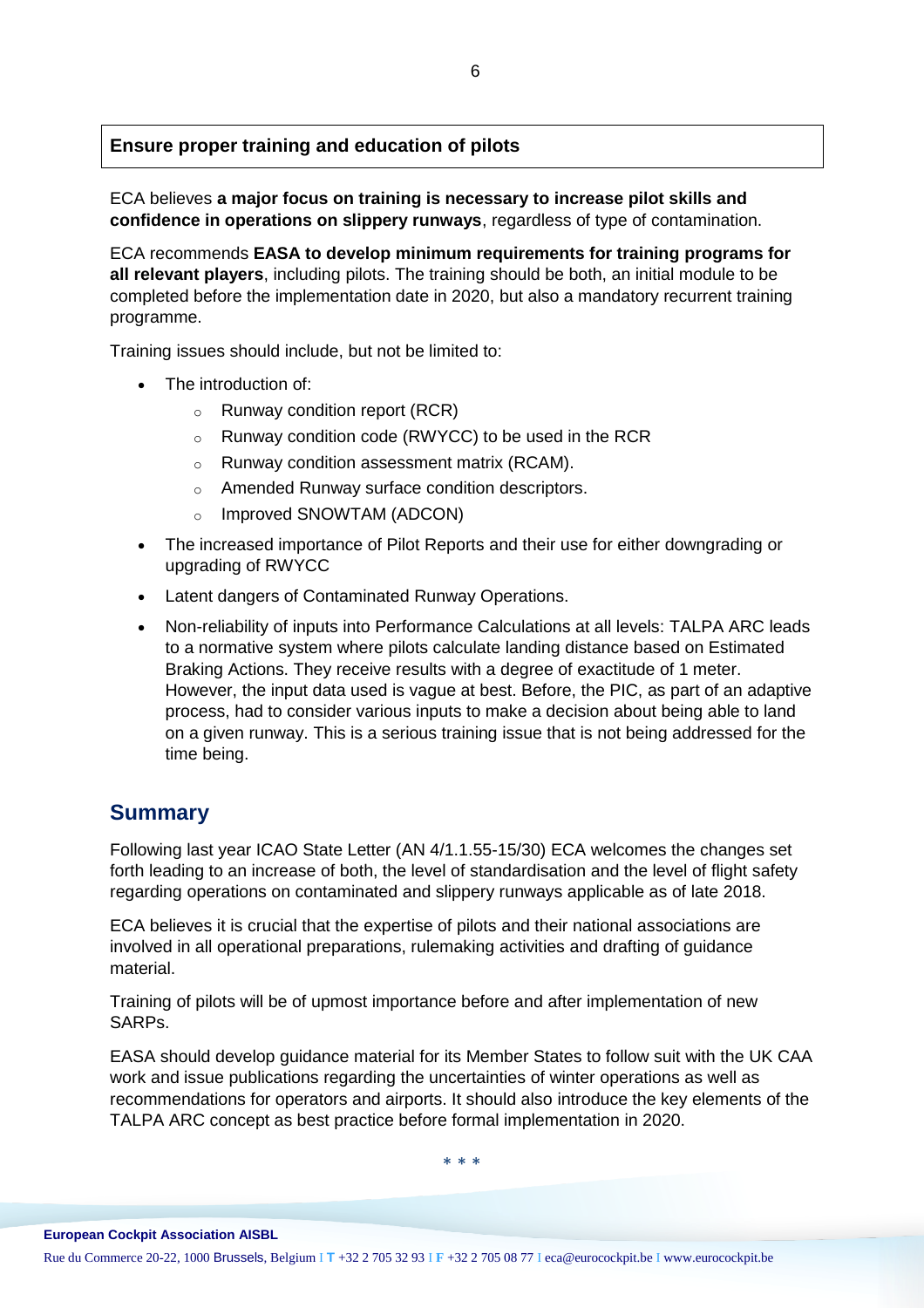**Ensure proper training and education of pilots**

ECA believes **a major focus on training is necessary to increase pilot skills and confidence in operations on slippery runways**, regardless of type of contamination.

ECA recommends **EASA to develop minimum requirements for training programs for all relevant players**, including pilots. The training should be both, an initial module to be completed before the implementation date in 2020, but also a mandatory recurrent training programme.

Training issues should include, but not be limited to:

- The introduction of:
  - Runway condition report (RCR)
  - Runway condition code (RWYCC) to be used in the RCR
  - Runway condition assessment matrix (RCAM).
  - Amended Runway surface condition descriptors.
  - Improved SNOWTAM (ADCON)
- The increased importance of Pilot Reports and their use for either downgrading or upgrading of RWYCC
- Latent dangers of Contaminated Runway Operations.
- Non-reliability of inputs into Performance Calculations at all levels: TALPA ARC leads to a normative system where pilots calculate landing distance based on Estimated Braking Actions. They receive results with a degree of exactitude of 1 meter. However, the input data used is vague at best. Before, the PIC, as part of an adaptive process, had to consider various inputs to make a decision about being able to land on a given runway. This is a serious training issue that is not being addressed for the time being.

## Summary

Following last year ICAO State Letter (AN 4/1.1.55-15/30) ECA welcomes the changes set forth leading to an increase of both, the level of standardisation and the level of flight safety regarding operations on contaminated and slippery runways applicable as of late 2018.

ECA believes it is crucial that the expertise of pilots and their national associations are involved in all operational preparations, rulemaking activities and drafting of guidance material.

Training of pilots will be of upmost importance before and after implementation of new SARPs.

EASA should develop guidance material for its Member States to follow suit with the UK CAA work and issue publications regarding the uncertainties of winter operations as well as recommendations for operators and airports. It should also introduce the key elements of the TALPA ARC concept as best practice before formal implementation in 2020.

\* \* \*